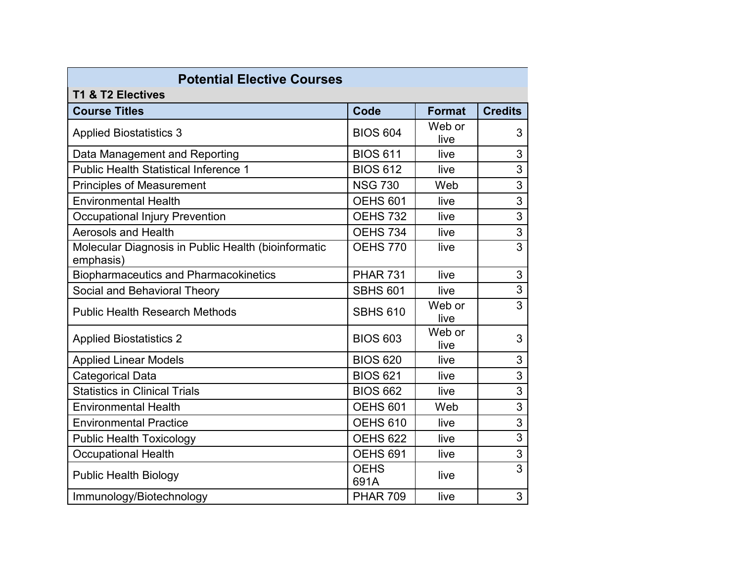## Potential Elective Courses

### T1 & T2 Electives

| Course Titles | Code | Format | Credits |
|---|---|---|---|
| Applied Biostatistics 3 | BIOS 604 | Web or live | 3 |
| Data Management and Reporting | BIOS 611 | live | 3 |
| Public Health Statistical Inference 1 | BIOS 612 | live | 3 |
| Principles of Measurement | NSG 730 | Web | 3 |
| Environmental Health | OEHS 601 | live | 3 |
| Occupational Injury Prevention | OEHS 732 | live | 3 |
| Aerosols and Health | OEHS 734 | live | 3 |
| Molecular Diagnosis in Public Health (bioinformatic emphasis) | OEHS 770 | live | 3 |
| Biopharmaceutics and Pharmacokinetics | PHAR 731 | live | 3 |
| Social and Behavioral Theory | SBHS 601 | live | 3 |
| Public Health Research Methods | SBHS 610 | Web or live | 3 |
| Applied Biostatistics 2 | BIOS 603 | Web or live | 3 |
| Applied Linear Models | BIOS 620 | live | 3 |
| Categorical Data | BIOS 621 | live | 3 |
| Statistics in Clinical Trials | BIOS 662 | live | 3 |
| Environmental Health | OEHS 601 | Web | 3 |
| Environmental Practice | OEHS 610 | live | 3 |
| Public Health Toxicology | OEHS 622 | live | 3 |
| Occupational Health | OEHS 691 | live | 3 |
| Public Health Biology | OEHS 691A | live | 3 |
| Immunology/Biotechnology | PHAR 709 | live | 3 |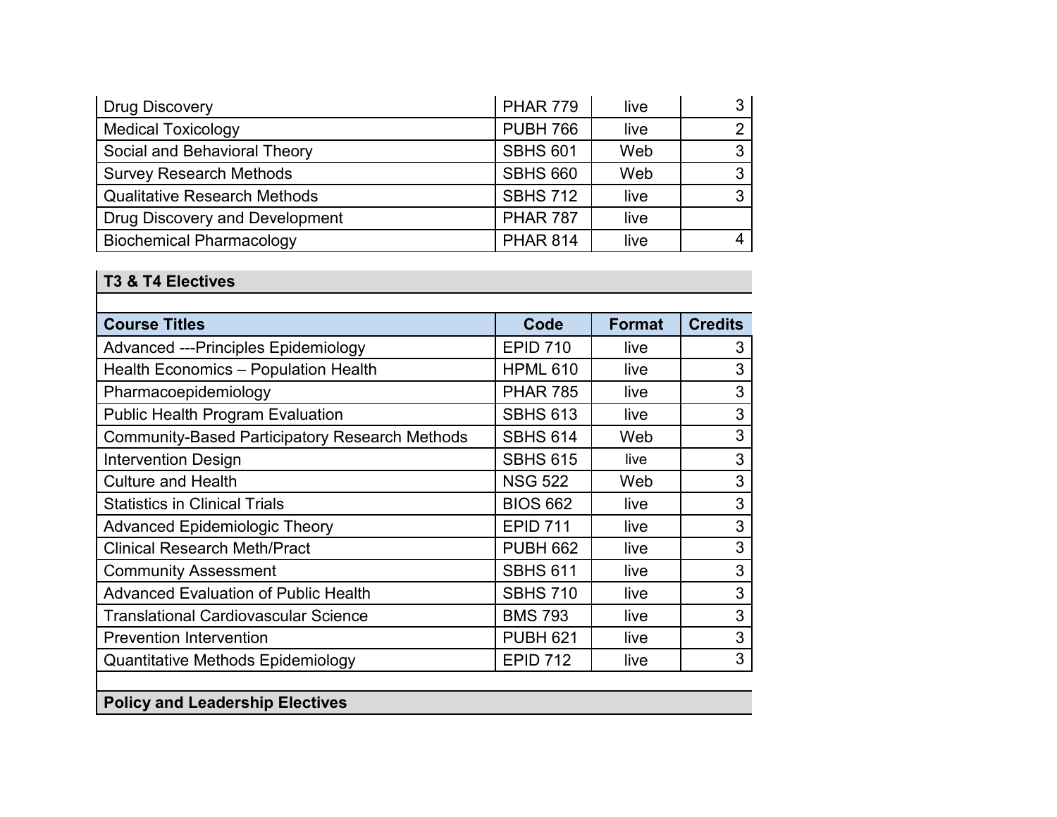| | | | |
|---|---|---|---|
| Drug Discovery | PHAR 779 | live | 3 |
| Medical Toxicology | PUBH 766 | live | 2 |
| Social and Behavioral Theory | SBHS 601 | Web | 3 |
| Survey Research Methods | SBHS 660 | Web | 3 |
| Qualitative Research Methods | SBHS 712 | live | 3 |
| Drug Discovery and Development | PHAR 787 | live | |
| Biochemical Pharmacology | PHAR 814 | live | 4 |

## T3 & T4 Electives

| Course Titles | Code | Format | Credits |
|---|---|---|---|
| Advanced ---Principles Epidemiology | EPID 710 | live | 3 |
| Health Economics – Population Health | HPML 610 | live | 3 |
| Pharmacoepidemiology | PHAR 785 | live | 3 |
| Public Health Program Evaluation | SBHS 613 | live | 3 |
| Community-Based Participatory Research Methods | SBHS 614 | Web | 3 |
| Intervention Design | SBHS 615 | live | 3 |
| Culture and Health | NSG 522 | Web | 3 |
| Statistics in Clinical Trials | BIOS 662 | live | 3 |
| Advanced Epidemiologic Theory | EPID 711 | live | 3 |
| Clinical Research Meth/Pract | PUBH 662 | live | 3 |
| Community Assessment | SBHS 611 | live | 3 |
| Advanced Evaluation of Public Health | SBHS 710 | live | 3 |
| Translational Cardiovascular Science | BMS 793 | live | 3 |
| Prevention Intervention | PUBH 621 | live | 3 |
| Quantitative Methods Epidemiology | EPID 712 | live | 3 |

## Policy and Leadership Electives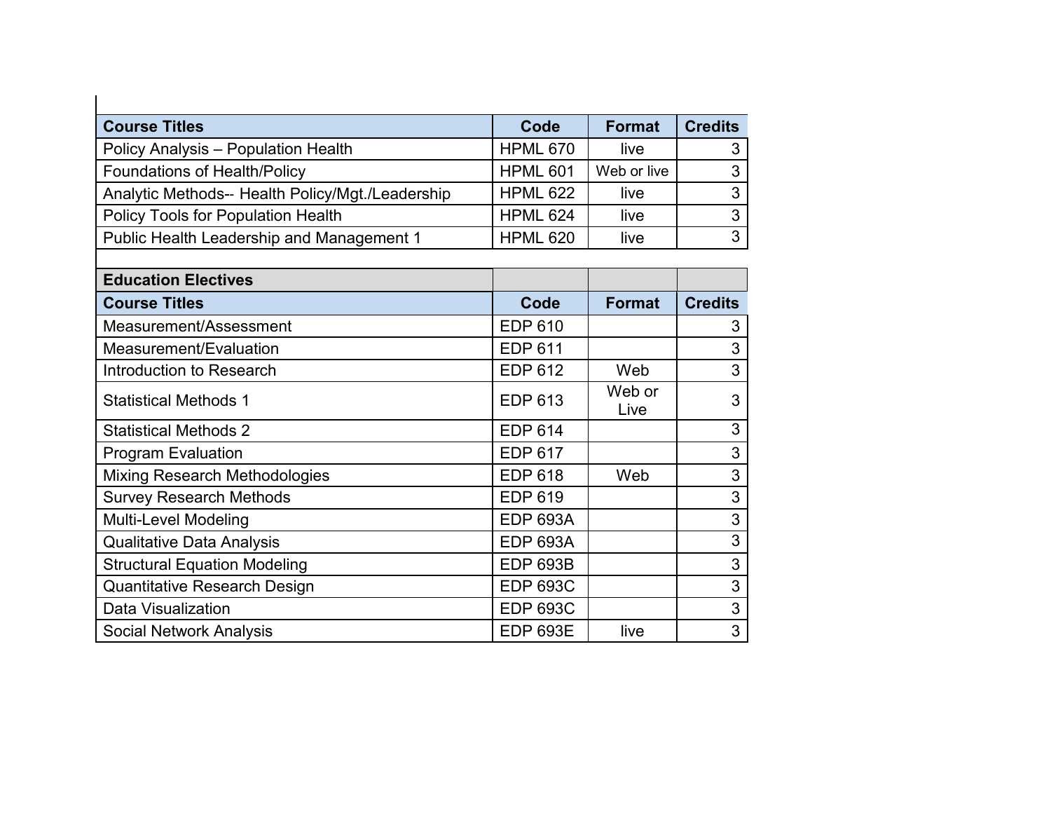| Course Titles | Code | Format | Credits |
|---|---|---|---|
| Policy Analysis – Population Health | HPML 670 | live | 3 |
| Foundations of Health/Policy | HPML 601 | Web or live | 3 |
| Analytic Methods-- Health Policy/Mgt./Leadership | HPML 622 | live | 3 |
| Policy Tools for Population Health | HPML 624 | live | 3 |
| Public Health Leadership and Management 1 | HPML 620 | live | 3 |

| Education Electives | | | |
|---|---|---|---|
| **Course Titles** | **Code** | **Format** | **Credits** |
| Measurement/Assessment | EDP 610 | | 3 |
| Measurement/Evaluation | EDP 611 | | 3 |
| Introduction to Research | EDP 612 | Web | 3 |
| Statistical Methods 1 | EDP 613 | Web or Live | 3 |
| Statistical Methods 2 | EDP 614 | | 3 |
| Program Evaluation | EDP 617 | | 3 |
| Mixing Research Methodologies | EDP 618 | Web | 3 |
| Survey Research Methods | EDP 619 | | 3 |
| Multi-Level Modeling | EDP 693A | | 3 |
| Qualitative Data Analysis | EDP 693A | | 3 |
| Structural Equation Modeling | EDP 693B | | 3 |
| Quantitative Research Design | EDP 693C | | 3 |
| Data Visualization | EDP 693C | | 3 |
| Social Network Analysis | EDP 693E | live | 3 |